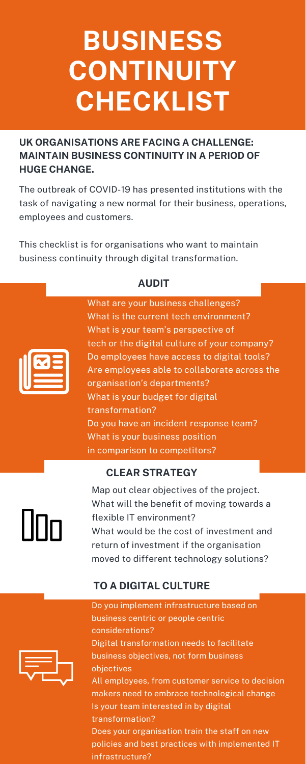# BUSINESS CONTINUITY CHECKLIST

**UK ORGANISATIONS ARE FACING A CHALLENGE: MAINTAIN BUSINESS CONTINUITY IN A PERIOD OF HUGE CHANGE.**

The outbreak of COVID-19 has presented institutions with the task of navigating a new normal for their business, operations, employees and customers.

This checklist is for organisations who want to maintain business continuity through digital transformation.

## AUDIT

What are your business challenges?
What is the current tech environment?
What is your team's perspective of tech or the digital culture of your company?
Do employees have access to digital tools?
Are employees able to collaborate across the organisation's departments?
What is your budget for digital transformation?
Do you have an incident response team?
What is your business position in comparison to competitors?

## CLEAR STRATEGY

Map out clear objectives of the project.
What will the benefit of moving towards a flexible IT environment?
What would be the cost of investment and return of investment if the organisation moved to different technology solutions?

## TO A DIGITAL CULTURE

Do you implement infrastructure based on business centric or people centric considerations?
Digital transformation needs to facilitate business objectives, not form business objectives
All employees, from customer service to decision makers need to embrace technological change
Is your team interested in by digital transformation?
Does your organisation train the staff on new policies and best practices with implemented IT infrastructure?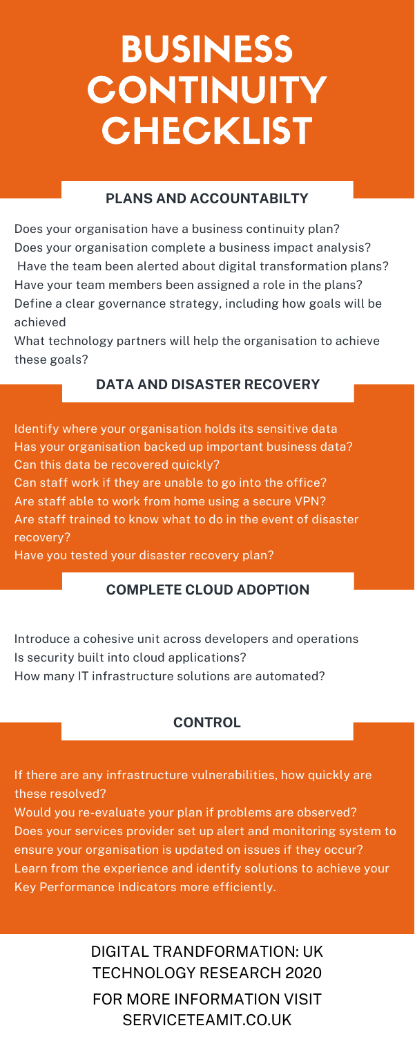# BUSINESS CONTINUITY CHECKLIST

## PLANS AND ACCOUNTABILTY

Does your organisation have a business continuity plan?
Does your organisation complete a business impact analysis?
Have the team been alerted about digital transformation plans?
Have your team members been assigned a role in the plans?
Define a clear governance strategy, including how goals will be achieved
What technology partners will help the organisation to achieve these goals?

## DATA AND DISASTER RECOVERY

Identify where your organisation holds its sensitive data
Has your organisation backed up important business data?
Can this data be recovered quickly?
Can staff work if they are unable to go into the office?
Are staff able to work from home using a secure VPN?
Are staff trained to know what to do in the event of disaster recovery?
Have you tested your disaster recovery plan?

## COMPLETE CLOUD ADOPTION

Introduce a cohesive unit across developers and operations
Is security built into cloud applications?
How many IT infrastructure solutions are automated?

## CONTROL

If there are any infrastructure vulnerabilities, how quickly are these resolved?
Would you re-evaluate your plan if problems are observed?
Does your services provider set up alert and monitoring system to ensure your organisation is updated on issues if they occur?
Learn from the experience and identify solutions to achieve your Key Performance Indicators more efficiently.

DIGITAL TRANDFORMATION: UK TECHNOLOGY RESEARCH 2020

FOR MORE INFORMATION VISIT SERVICETEAMIT.CO.UK